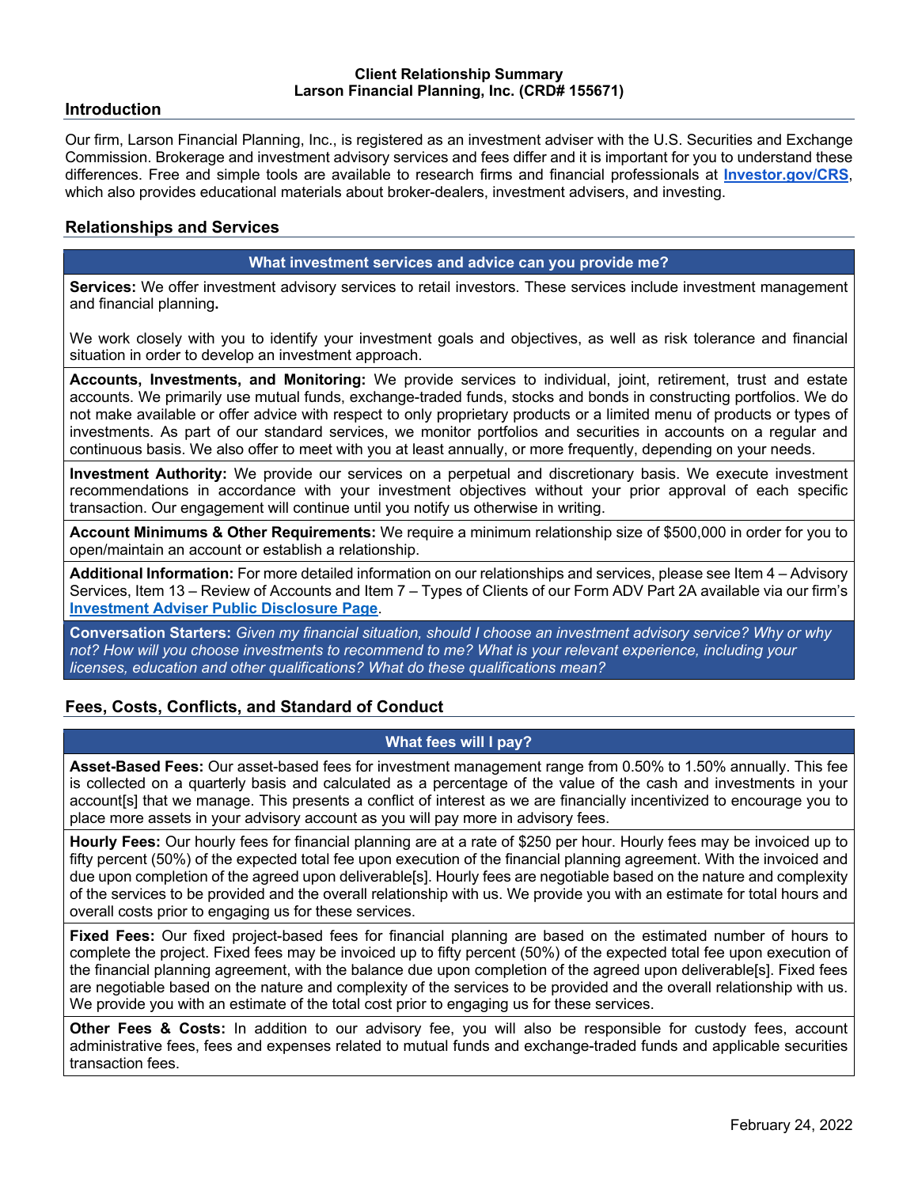**Client Relationship Summary**
**Larson Financial Planning, Inc. (CRD# 155671)**

## Introduction

Our firm, Larson Financial Planning, Inc., is registered as an investment adviser with the U.S. Securities and Exchange Commission. Brokerage and investment advisory services and fees differ and it is important for you to understand these differences. Free and simple tools are available to research firms and financial professionals at **[Investor.gov/CRS](https://www.investor.gov/CRS)**, which also provides educational materials about broker-dealers, investment advisers, and investing.

## Relationships and Services

### What investment services and advice can you provide me?

**Services:** We offer investment advisory services to retail investors. These services include investment management and financial planning**.**

We work closely with you to identify your investment goals and objectives, as well as risk tolerance and financial situation in order to develop an investment approach.

**Accounts, Investments, and Monitoring:** We provide services to individual, joint, retirement, trust and estate accounts. We primarily use mutual funds, exchange-traded funds, stocks and bonds in constructing portfolios. We do not make available or offer advice with respect to only proprietary products or a limited menu of products or types of investments. As part of our standard services, we monitor portfolios and securities in accounts on a regular and continuous basis. We also offer to meet with you at least annually, or more frequently, depending on your needs.

**Investment Authority:** We provide our services on a perpetual and discretionary basis. We execute investment recommendations in accordance with your investment objectives without your prior approval of each specific transaction. Our engagement will continue until you notify us otherwise in writing.

**Account Minimums & Other Requirements:** We require a minimum relationship size of $500,000 in order for you to open/maintain an account or establish a relationship.

**Additional Information:** For more detailed information on our relationships and services, please see Item 4 – Advisory Services, Item 13 – Review of Accounts and Item 7 – Types of Clients of our Form ADV Part 2A available via our firm's **Investment Adviser Public Disclosure Page**.

**Conversation Starters:** *Given my financial situation, should I choose an investment advisory service? Why or why not? How will you choose investments to recommend to me? What is your relevant experience, including your licenses, education and other qualifications? What do these qualifications mean?*

## Fees, Costs, Conflicts, and Standard of Conduct

### What fees will I pay?

**Asset-Based Fees:** Our asset-based fees for investment management range from 0.50% to 1.50% annually. This fee is collected on a quarterly basis and calculated as a percentage of the value of the cash and investments in your account[s] that we manage. This presents a conflict of interest as we are financially incentivized to encourage you to place more assets in your advisory account as you will pay more in advisory fees.

**Hourly Fees:** Our hourly fees for financial planning are at a rate of $250 per hour. Hourly fees may be invoiced up to fifty percent (50%) of the expected total fee upon execution of the financial planning agreement. With the invoiced and due upon completion of the agreed upon deliverable[s]. Hourly fees are negotiable based on the nature and complexity of the services to be provided and the overall relationship with us. We provide you with an estimate for total hours and overall costs prior to engaging us for these services.

**Fixed Fees:** Our fixed project-based fees for financial planning are based on the estimated number of hours to complete the project. Fixed fees may be invoiced up to fifty percent (50%) of the expected total fee upon execution of the financial planning agreement, with the balance due upon completion of the agreed upon deliverable[s]. Fixed fees are negotiable based on the nature and complexity of the services to be provided and the overall relationship with us. We provide you with an estimate of the total cost prior to engaging us for these services.

**Other Fees & Costs:** In addition to our advisory fee, you will also be responsible for custody fees, account administrative fees, fees and expenses related to mutual funds and exchange-traded funds and applicable securities transaction fees.

February 24, 2022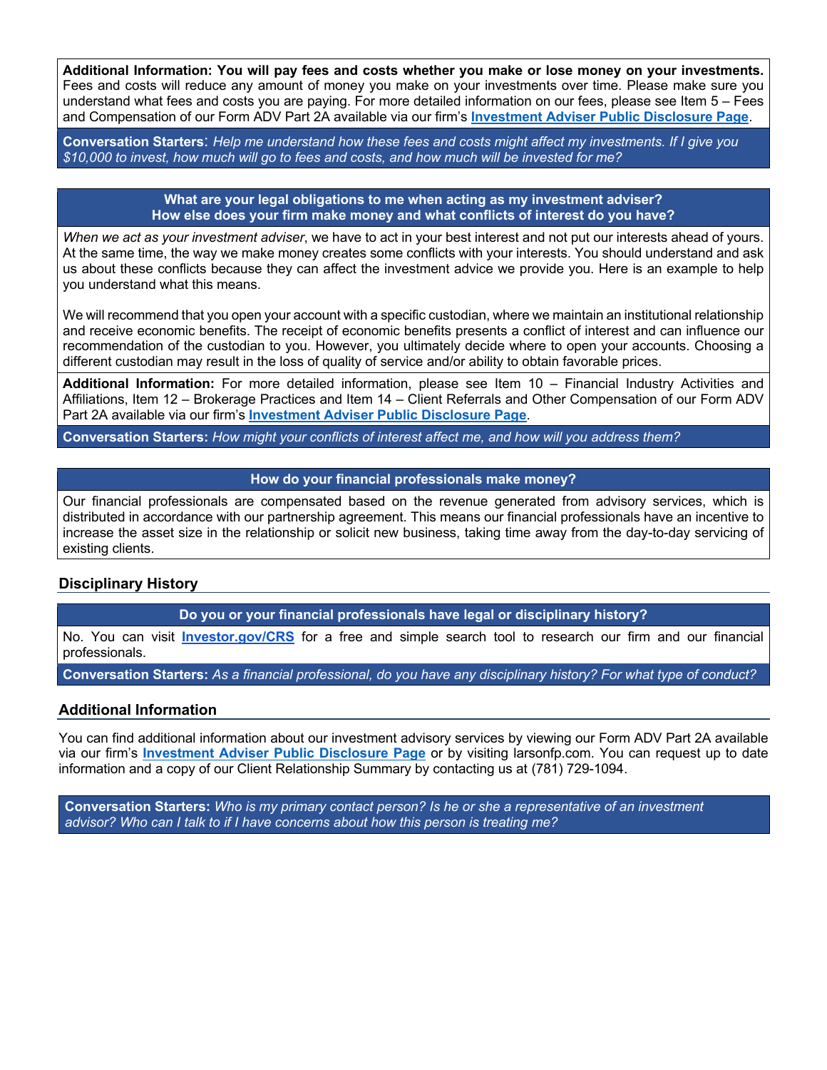**Additional Information: You will pay fees and costs whether you make or lose money on your investments.** Fees and costs will reduce any amount of money you make on your investments over time. Please make sure you understand what fees and costs you are paying. For more detailed information on our fees, please see Item 5 – Fees and Compensation of our Form ADV Part 2A available via our firm's **Investment Adviser Public Disclosure Page**.

**Conversation Starters**: *Help me understand how these fees and costs might affect my investments. If I give you $10,000 to invest, how much will go to fees and costs, and how much will be invested for me?*

**What are your legal obligations to me when acting as my investment adviser?**
**How else does your firm make money and what conflicts of interest do you have?**

*When we act as your investment adviser*, we have to act in your best interest and not put our interests ahead of yours. At the same time, the way we make money creates some conflicts with your interests. You should understand and ask us about these conflicts because they can affect the investment advice we provide you. Here is an example to help you understand what this means.

We will recommend that you open your account with a specific custodian, where we maintain an institutional relationship and receive economic benefits. The receipt of economic benefits presents a conflict of interest and can influence our recommendation of the custodian to you. However, you ultimately decide where to open your accounts. Choosing a different custodian may result in the loss of quality of service and/or ability to obtain favorable prices.

**Additional Information:** For more detailed information, please see Item 10 – Financial Industry Activities and Affiliations, Item 12 – Brokerage Practices and Item 14 – Client Referrals and Other Compensation of our Form ADV Part 2A available via our firm's **Investment Adviser Public Disclosure Page**.

**Conversation Starters:** *How might your conflicts of interest affect me, and how will you address them?*

**How do your financial professionals make money?**

Our financial professionals are compensated based on the revenue generated from advisory services, which is distributed in accordance with our partnership agreement. This means our financial professionals have an incentive to increase the asset size in the relationship or solicit new business, taking time away from the day-to-day servicing of existing clients.

## Disciplinary History

**Do you or your financial professionals have legal or disciplinary history?**

No. You can visit **Investor.gov/CRS** for a free and simple search tool to research our firm and our financial professionals.

**Conversation Starters:** *As a financial professional, do you have any disciplinary history? For what type of conduct?*

## Additional Information

You can find additional information about our investment advisory services by viewing our Form ADV Part 2A available via our firm's **Investment Adviser Public Disclosure Page** or by visiting larsonfp.com. You can request up to date information and a copy of our Client Relationship Summary by contacting us at (781) 729-1094.

**Conversation Starters:** *Who is my primary contact person? Is he or she a representative of an investment advisor? Who can I talk to if I have concerns about how this person is treating me?*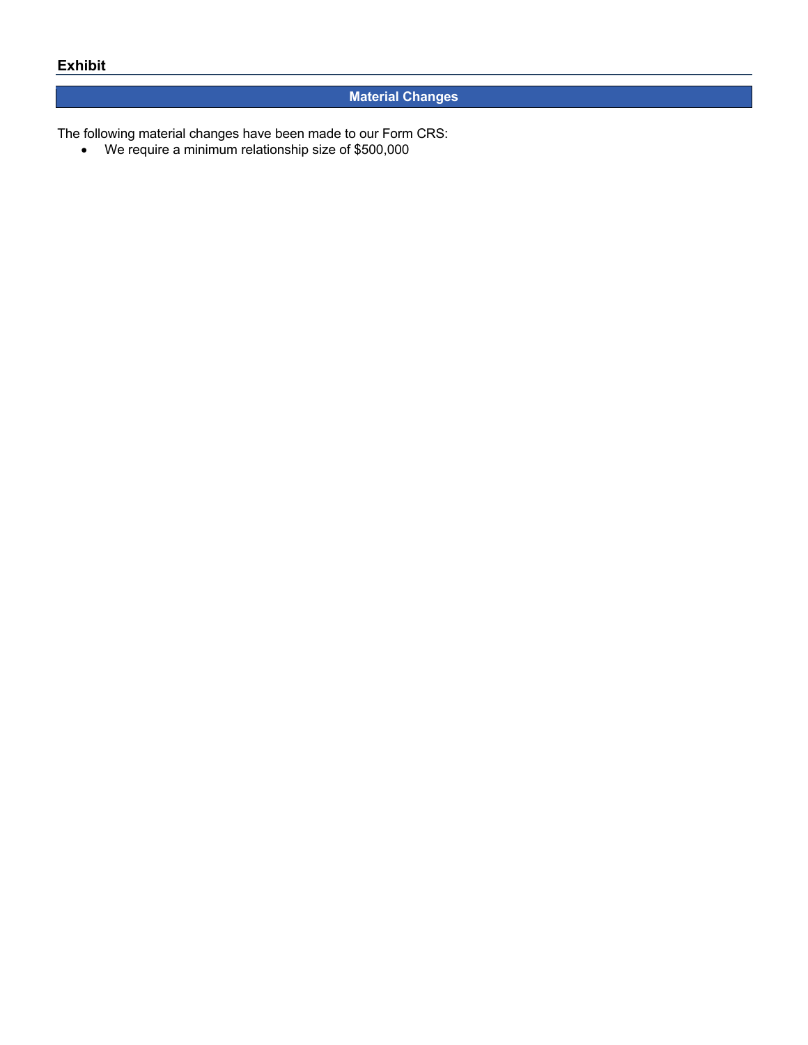## Exhibit

### Material Changes

The following material changes have been made to our Form CRS:

- We require a minimum relationship size of $500,000